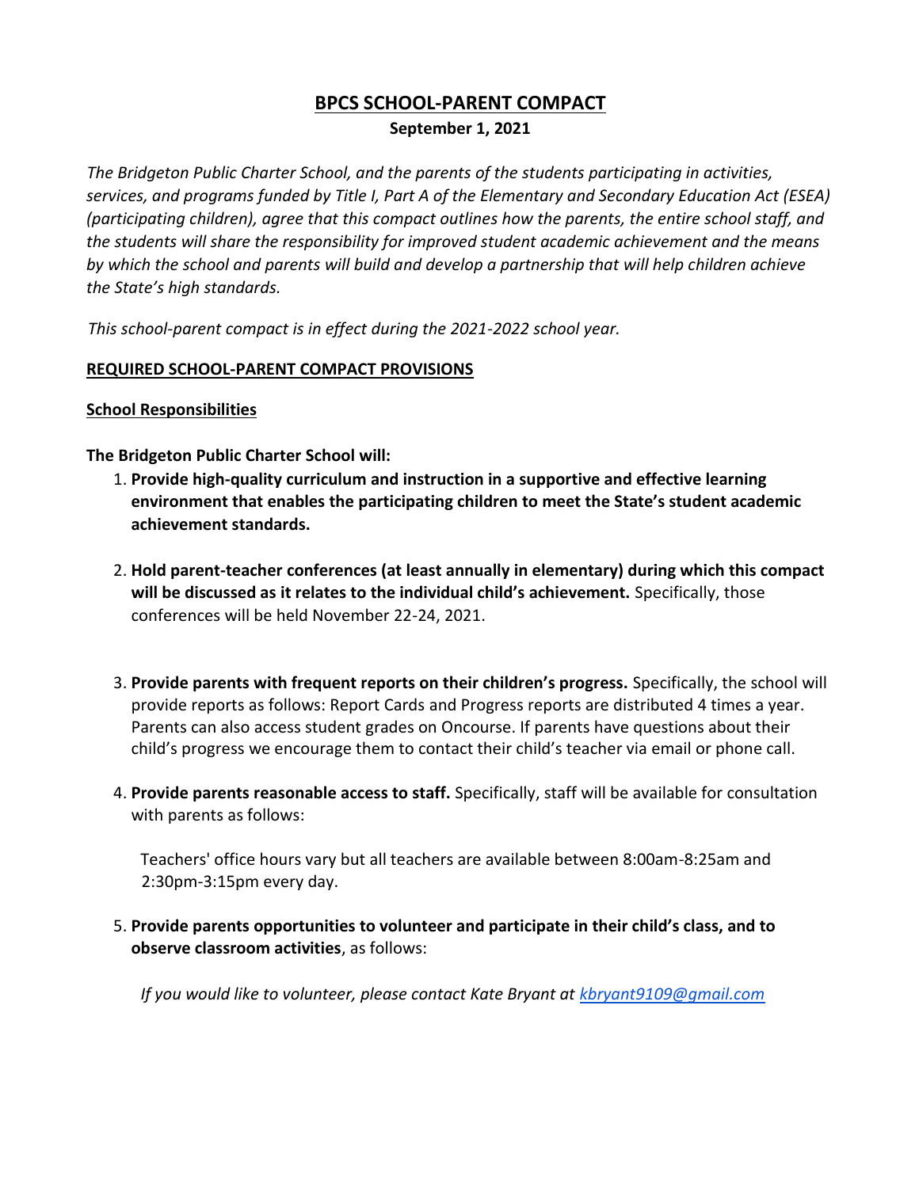# BPCS SCHOOL-PARENT COMPACT

**September 1, 2021**

*The Bridgeton Public Charter School, and the parents of the students participating in activities, services, and programs funded by Title I, Part A of the Elementary and Secondary Education Act (ESEA) (participating children), agree that this compact outlines how the parents, the entire school staff, and the students will share the responsibility for improved student academic achievement and the means by which the school and parents will build and develop a partnership that will help children achieve the State's high standards.*

*This school-parent compact is in effect during the 2021-2022 school year.*

## REQUIRED SCHOOL-PARENT COMPACT PROVISIONS

### School Responsibilities

**The Bridgeton Public Charter School will:**

1. **Provide high-quality curriculum and instruction in a supportive and effective learning environment that enables the participating children to meet the State's student academic achievement standards.**

2. **Hold parent-teacher conferences (at least annually in elementary) during which this compact will be discussed as it relates to the individual child's achievement.** Specifically, those conferences will be held November 22-24, 2021.

3. **Provide parents with frequent reports on their children's progress.** Specifically, the school will provide reports as follows: Report Cards and Progress reports are distributed 4 times a year. Parents can also access student grades on Oncourse. If parents have questions about their child's progress we encourage them to contact their child's teacher via email or phone call.

4. **Provide parents reasonable access to staff.** Specifically, staff will be available for consultation with parents as follows:

   Teachers' office hours vary but all teachers are available between 8:00am-8:25am and 2:30pm-3:15pm every day.

5. **Provide parents opportunities to volunteer and participate in their child's class, and to observe classroom activities**, as follows:

   *If you would like to volunteer, please contact Kate Bryant at kbryant9109@gmail.com*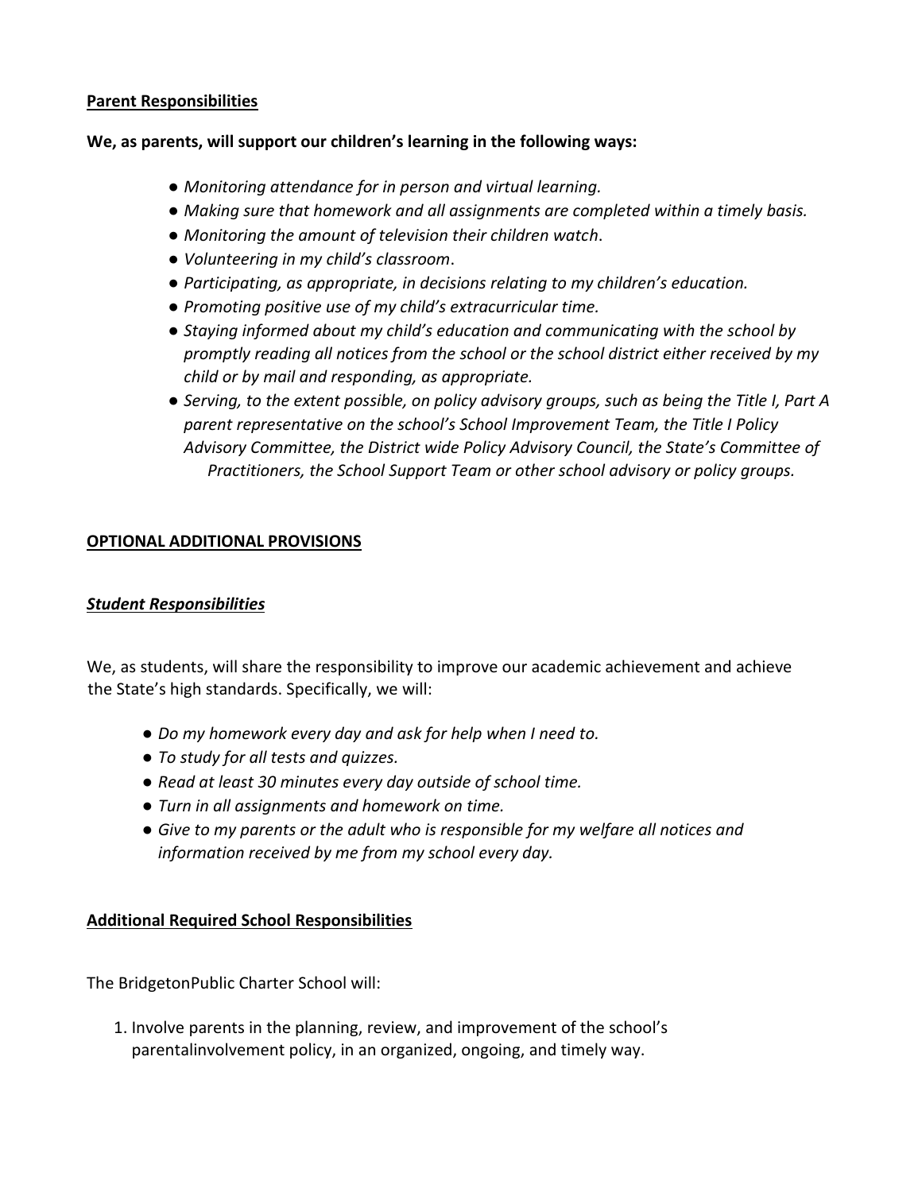**Parent Responsibilities**

**We, as parents, will support our children's learning in the following ways:**

- *Monitoring attendance for in person and virtual learning.*
- *Making sure that homework and all assignments are completed within a timely basis.*
- *Monitoring the amount of television their children watch*.
- *Volunteering in my child's classroom*.
- *Participating, as appropriate, in decisions relating to my children's education.*
- *Promoting positive use of my child's extracurricular time.*
- *Staying informed about my child's education and communicating with the school by promptly reading all notices from the school or the school district either received by my child or by mail and responding, as appropriate.*
- *Serving, to the extent possible, on policy advisory groups, such as being the Title I, Part A parent representative on the school's School Improvement Team, the Title I Policy Advisory Committee, the District wide Policy Advisory Council, the State's Committee of Practitioners, the School Support Team or other school advisory or policy groups.*

**OPTIONAL ADDITIONAL PROVISIONS**

***Student Responsibilities***

We, as students, will share the responsibility to improve our academic achievement and achieve the State's high standards. Specifically, we will:

- *Do my homework every day and ask for help when I need to.*
- *To study for all tests and quizzes.*
- *Read at least 30 minutes every day outside of school time.*
- *Turn in all assignments and homework on time.*
- *Give to my parents or the adult who is responsible for my welfare all notices and information received by me from my school every day.*

**Additional Required School Responsibilities**

The BridgetonPublic Charter School will:

1. Involve parents in the planning, review, and improvement of the school's parentalinvolvement policy, in an organized, ongoing, and timely way.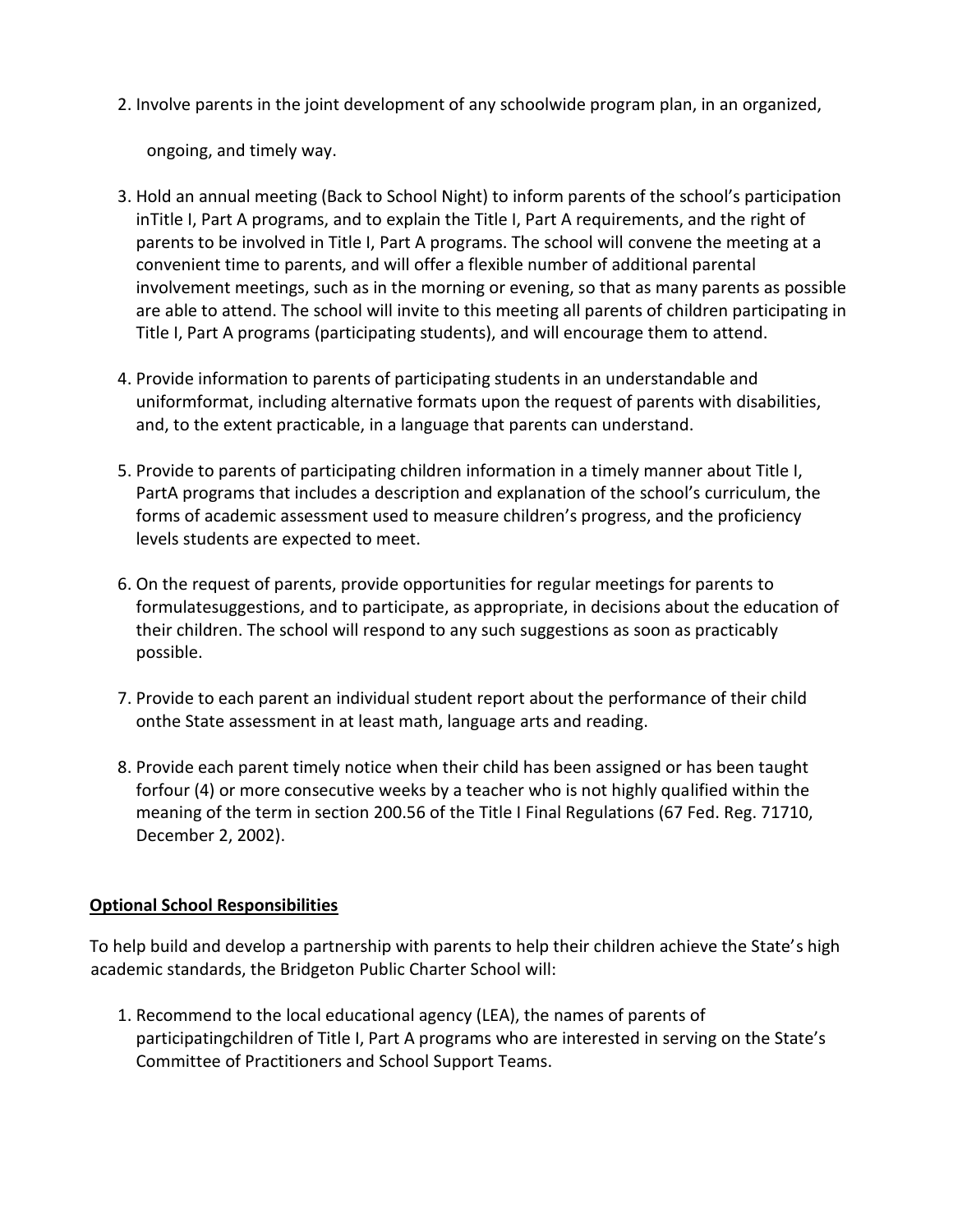2. Involve parents in the joint development of any schoolwide program plan, in an organized, ongoing, and timely way.

3. Hold an annual meeting (Back to School Night) to inform parents of the school's participation inTitle I, Part A programs, and to explain the Title I, Part A requirements, and the right of parents to be involved in Title I, Part A programs. The school will convene the meeting at a convenient time to parents, and will offer a flexible number of additional parental involvement meetings, such as in the morning or evening, so that as many parents as possible are able to attend. The school will invite to this meeting all parents of children participating in Title I, Part A programs (participating students), and will encourage them to attend.

4. Provide information to parents of participating students in an understandable and uniformformat, including alternative formats upon the request of parents with disabilities, and, to the extent practicable, in a language that parents can understand.

5. Provide to parents of participating children information in a timely manner about Title I, PartA programs that includes a description and explanation of the school's curriculum, the forms of academic assessment used to measure children's progress, and the proficiency levels students are expected to meet.

6. On the request of parents, provide opportunities for regular meetings for parents to formulatesuggestions, and to participate, as appropriate, in decisions about the education of their children. The school will respond to any such suggestions as soon as practicably possible.

7. Provide to each parent an individual student report about the performance of their child onthe State assessment in at least math, language arts and reading.

8. Provide each parent timely notice when their child has been assigned or has been taught forfour (4) or more consecutive weeks by a teacher who is not highly qualified within the meaning of the term in section 200.56 of the Title I Final Regulations (67 Fed. Reg. 71710, December 2, 2002).

**Optional School Responsibilities**

To help build and develop a partnership with parents to help their children achieve the State's high academic standards, the Bridgeton Public Charter School will:

1. Recommend to the local educational agency (LEA), the names of parents of participatingchildren of Title I, Part A programs who are interested in serving on the State's Committee of Practitioners and School Support Teams.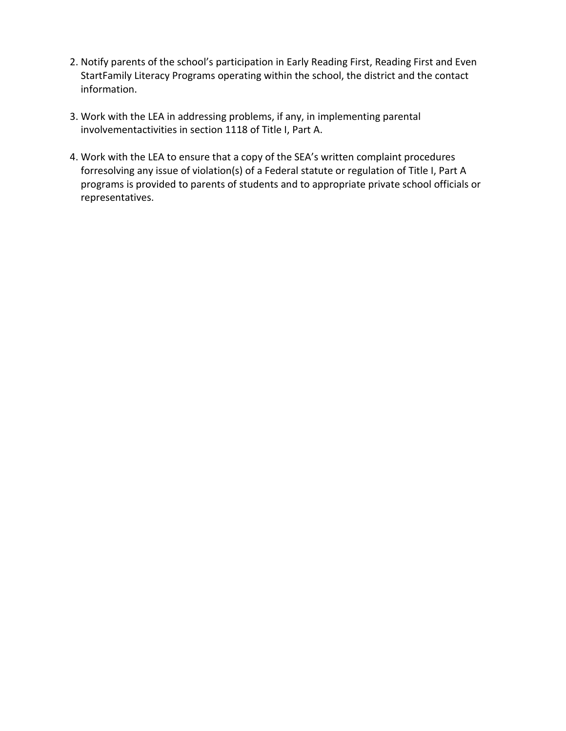2. Notify parents of the school's participation in Early Reading First, Reading First and Even StartFamily Literacy Programs operating within the school, the district and the contact information.

3. Work with the LEA in addressing problems, if any, in implementing parental involvementactivities in section 1118 of Title I, Part A.

4. Work with the LEA to ensure that a copy of the SEA's written complaint procedures forresolving any issue of violation(s) of a Federal statute or regulation of Title I, Part A programs is provided to parents of students and to appropriate private school officials or representatives.